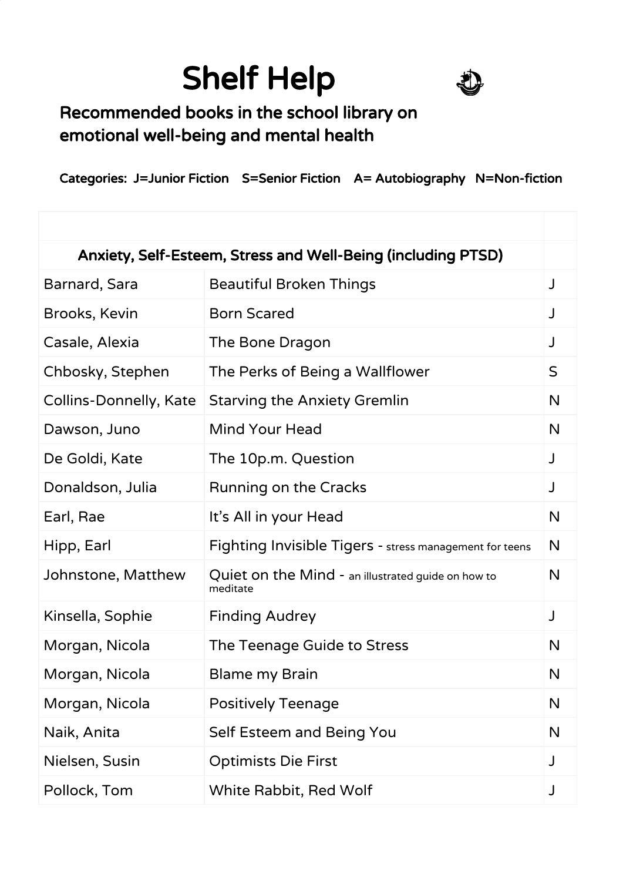# Shelf Help

## Recommended books in the school library on emotional well-being and mental health

**Categories: J=Junior Fiction S=Senior Fiction A= Autobiography N=Non-fiction**

| | | |
|---|---|---|
| **Anxiety, Self-Esteem, Stress and Well-Being (including PTSD)** | | |
| Barnard, Sara | Beautiful Broken Things | J |
| Brooks, Kevin | Born Scared | J |
| Casale, Alexia | The Bone Dragon | J |
| Chbosky, Stephen | The Perks of Being a Wallflower | S |
| Collins-Donnelly, Kate | Starving the Anxiety Gremlin | N |
| Dawson, Juno | Mind Your Head | N |
| De Goldi, Kate | The 10p.m. Question | J |
| Donaldson, Julia | Running on the Cracks | J |
| Earl, Rae | It's All in your Head | N |
| Hipp, Earl | Fighting Invisible Tigers - stress management for teens | N |
| Johnstone, Matthew | Quiet on the Mind - an illustrated guide on how to meditate | N |
| Kinsella, Sophie | Finding Audrey | J |
| Morgan, Nicola | The Teenage Guide to Stress | N |
| Morgan, Nicola | Blame my Brain | N |
| Morgan, Nicola | Positively Teenage | N |
| Naik, Anita | Self Esteem and Being You | N |
| Nielsen, Susin | Optimists Die First | J |
| Pollock, Tom | White Rabbit, Red Wolf | J |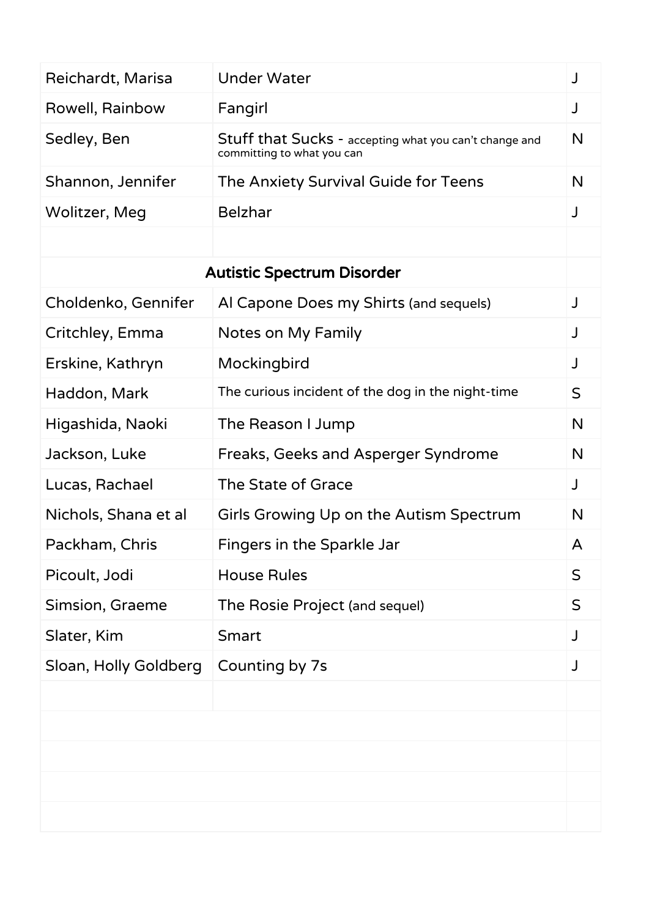| | | |
|---|---|---|
| Reichardt, Marisa | Under Water | J |
| Rowell, Rainbow | Fangirl | J |
| Sedley, Ben | Stuff that Sucks - accepting what you can't change and committing to what you can | N |
| Shannon, Jennifer | The Anxiety Survival Guide for Teens | N |
| Wolitzer, Meg | Belzhar | J |
| | | |
| **Autistic Spectrum Disorder** | | |
| Choldenko, Gennifer | Al Capone Does my Shirts (and sequels) | J |
| Critchley, Emma | Notes on My Family | J |
| Erskine, Kathryn | Mockingbird | J |
| Haddon, Mark | The curious incident of the dog in the night-time | S |
| Higashida, Naoki | The Reason I Jump | N |
| Jackson, Luke | Freaks, Geeks and Asperger Syndrome | N |
| Lucas, Rachael | The State of Grace | J |
| Nichols, Shana et al | Girls Growing Up on the Autism Spectrum | N |
| Packham, Chris | Fingers in the Sparkle Jar | A |
| Picoult, Jodi | House Rules | S |
| Simsion, Graeme | The Rosie Project (and sequel) | S |
| Slater, Kim | Smart | J |
| Sloan, Holly Goldberg | Counting by 7s | J |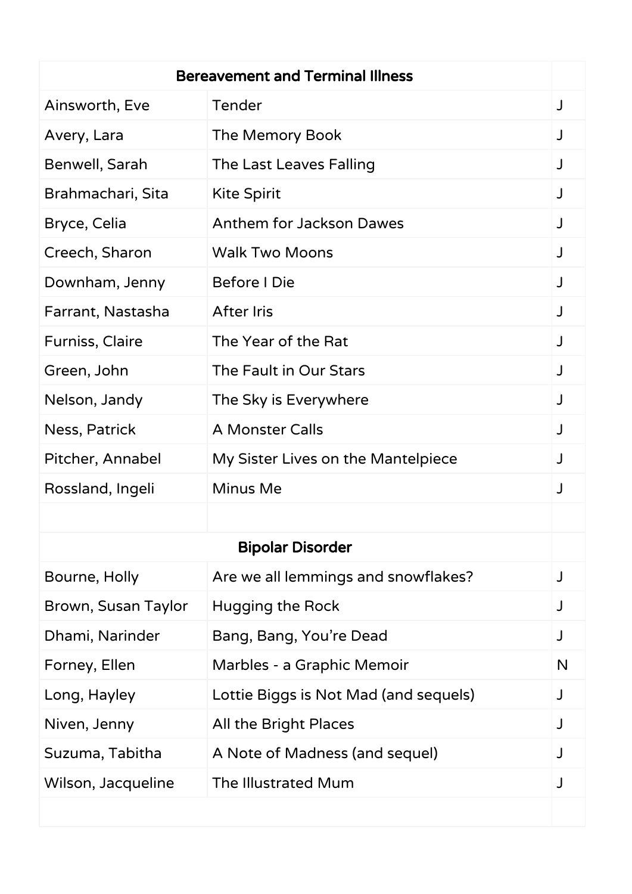| Bereavement and Terminal Illness | | |
| --- | --- | --- |
| Ainsworth, Eve | Tender | J |
| Avery, Lara | The Memory Book | J |
| Benwell, Sarah | The Last Leaves Falling | J |
| Brahmachari, Sita | Kite Spirit | J |
| Bryce, Celia | Anthem for Jackson Dawes | J |
| Creech, Sharon | Walk Two Moons | J |
| Downham, Jenny | Before I Die | J |
| Farrant, Nastasha | After Iris | J |
| Furniss, Claire | The Year of the Rat | J |
| Green, John | The Fault in Our Stars | J |
| Nelson, Jandy | The Sky is Everywhere | J |
| Ness, Patrick | A Monster Calls | J |
| Pitcher, Annabel | My Sister Lives on the Mantelpiece | J |
| Rossland, Ingeli | Minus Me | J |
| | | |
| **Bipolar Disorder** | | |
| Bourne, Holly | Are we all lemmings and snowflakes? | J |
| Brown, Susan Taylor | Hugging the Rock | J |
| Dhami, Narinder | Bang, Bang, You're Dead | J |
| Forney, Ellen | Marbles - a Graphic Memoir | N |
| Long, Hayley | Lottie Biggs is Not Mad (and sequels) | J |
| Niven, Jenny | All the Bright Places | J |
| Suzuma, Tabitha | A Note of Madness (and sequel) | J |
| Wilson, Jacqueline | The Illustrated Mum | J |
| | | |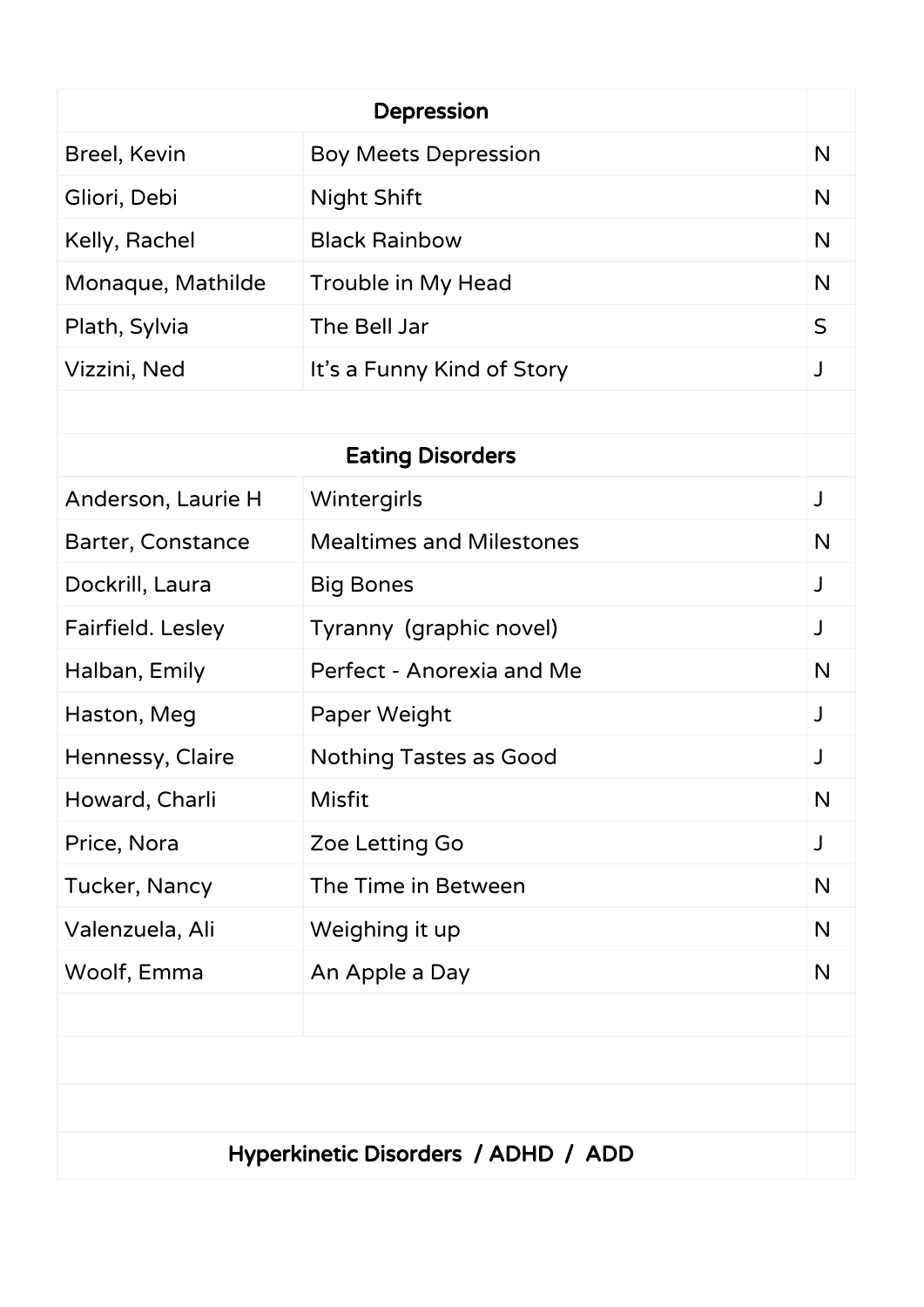| Depression | | |
| --- | --- | --- |
| Breel, Kevin | Boy Meets Depression | N |
| Gliori, Debi | Night Shift | N |
| Kelly, Rachel | Black Rainbow | N |
| Monaque, Mathilde | Trouble in My Head | N |
| Plath, Sylvia | The Bell Jar | S |
| Vizzini, Ned | It’s a Funny Kind of Story | J |
| | | |
| **Eating Disorders** | | |
| Anderson, Laurie H | Wintergirls | J |
| Barter, Constance | Mealtimes and Milestones | N |
| Dockrill, Laura | Big Bones | J |
| Fairfield. Lesley | Tyranny (graphic novel) | J |
| Halban, Emily | Perfect - Anorexia and Me | N |
| Haston, Meg | Paper Weight | J |
| Hennessy, Claire | Nothing Tastes as Good | J |
| Howard, Charli | Misfit | N |
| Price, Nora | Zoe Letting Go | J |
| Tucker, Nancy | The Time in Between | N |
| Valenzuela, Ali | Weighing it up | N |
| Woolf, Emma | An Apple a Day | N |
| | | |
| | | |
| | | |
| **Hyperkinetic Disorders / ADHD / ADD** | | |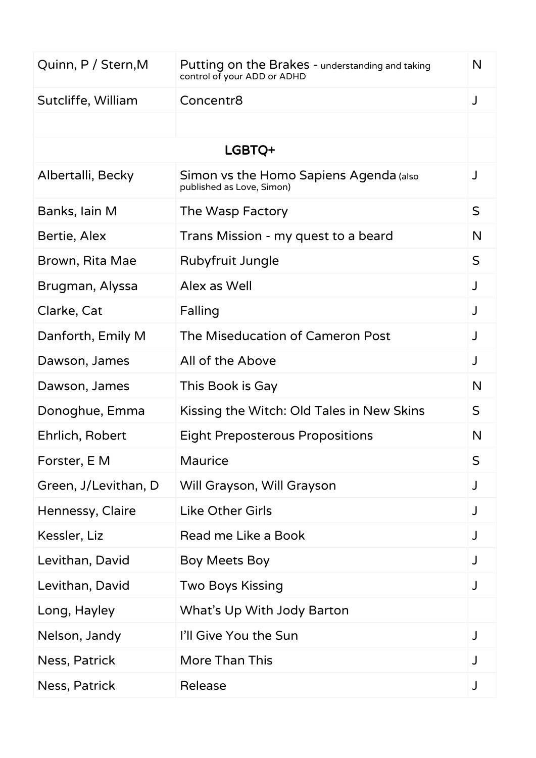| | | |
|---|---|---|
| Quinn, P / Stern,M | Putting on the Brakes - understanding and taking control of your ADD or ADHD | N |
| Sutcliffe, William | Concentr8 | J |
| | | |
| LGBTQ+ | | |
| Albertalli, Becky | Simon vs the Homo Sapiens Agenda (also published as Love, Simon) | J |
| Banks, Iain M | The Wasp Factory | S |
| Bertie, Alex | Trans Mission - my quest to a beard | N |
| Brown, Rita Mae | Rubyfruit Jungle | S |
| Brugman, Alyssa | Alex as Well | J |
| Clarke, Cat | Falling | J |
| Danforth, Emily M | The Miseducation of Cameron Post | J |
| Dawson, James | All of the Above | J |
| Dawson, James | This Book is Gay | N |
| Donoghue, Emma | Kissing the Witch: Old Tales in New Skins | S |
| Ehrlich, Robert | Eight Preposterous Propositions | N |
| Forster, E M | Maurice | S |
| Green, J/Levithan, D | Will Grayson, Will Grayson | J |
| Hennessy, Claire | Like Other Girls | J |
| Kessler, Liz | Read me Like a Book | J |
| Levithan, David | Boy Meets Boy | J |
| Levithan, David | Two Boys Kissing | J |
| Long, Hayley | What's Up With Jody Barton | |
| Nelson, Jandy | I'll Give You the Sun | J |
| Ness, Patrick | More Than This | J |
| Ness, Patrick | Release | J |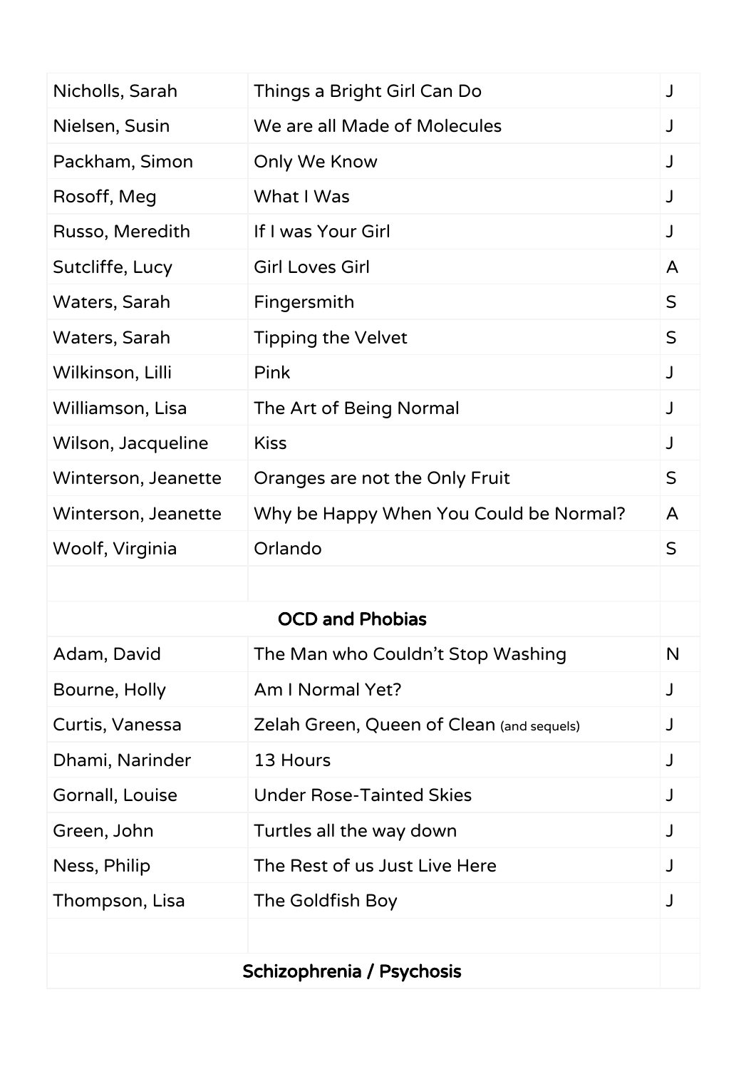| | | |
|---|---|---|
| Nicholls, Sarah | Things a Bright Girl Can Do | J |
| Nielsen, Susin | We are all Made of Molecules | J |
| Packham, Simon | Only We Know | J |
| Rosoff, Meg | What I Was | J |
| Russo, Meredith | If I was Your Girl | J |
| Sutcliffe, Lucy | Girl Loves Girl | A |
| Waters, Sarah | Fingersmith | S |
| Waters, Sarah | Tipping the Velvet | S |
| Wilkinson, Lilli | Pink | J |
| Williamson, Lisa | The Art of Being Normal | J |
| Wilson, Jacqueline | Kiss | J |
| Winterson, Jeanette | Oranges are not the Only Fruit | S |
| Winterson, Jeanette | Why be Happy When You Could be Normal? | A |
| Woolf, Virginia | Orlando | S |
| | | |
| **OCD and Phobias** | | |
| Adam, David | The Man who Couldn't Stop Washing | N |
| Bourne, Holly | Am I Normal Yet? | J |
| Curtis, Vanessa | Zelah Green, Queen of Clean (and sequels) | J |
| Dhami, Narinder | 13 Hours | J |
| Gornall, Louise | Under Rose-Tainted Skies | J |
| Green, John | Turtles all the way down | J |
| Ness, Philip | The Rest of us Just Live Here | J |
| Thompson, Lisa | The Goldfish Boy | J |
| | | |
| **Schizophrenia / Psychosis** | | |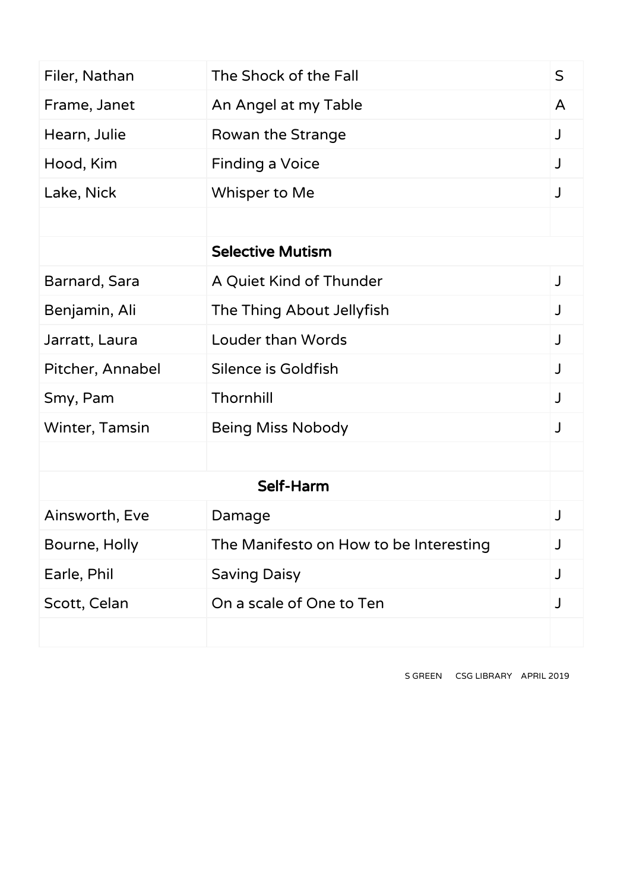| | | |
|---|---|---|
| Filer, Nathan | The Shock of the Fall | S |
| Frame, Janet | An Angel at my Table | A |
| Hearn, Julie | Rowan the Strange | J |
| Hood, Kim | Finding a Voice | J |
| Lake, Nick | Whisper to Me | J |
| | | |
| | **Selective Mutism** | |
| Barnard, Sara | A Quiet Kind of Thunder | J |
| Benjamin, Ali | The Thing About Jellyfish | J |
| Jarratt, Laura | Louder than Words | J |
| Pitcher, Annabel | Silence is Goldfish | J |
| Smy, Pam | Thornhill | J |
| Winter, Tamsin | Being Miss Nobody | J |
| | | |
| **Self-Harm** | | |
| Ainsworth, Eve | Damage | J |
| Bourne, Holly | The Manifesto on How to be Interesting | J |
| Earle, Phil | Saving Daisy | J |
| Scott, Celan | On a scale of One to Ten | J |
| | | |

S GREEN CSG LIBRARY APRIL 2019